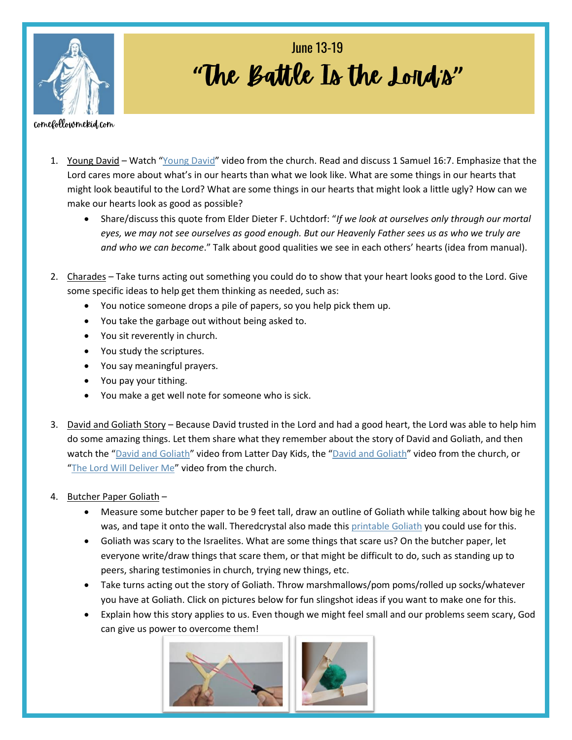comefollowmekid.com

June 13-19

# "The Battle Is the Lord's"

1. Young David – Watch "Young David" video from the church. Read and discuss 1 Samuel 16:7. Emphasize that the Lord cares more about what's in our hearts than what we look like. What are some things in our hearts that might look beautiful to the Lord? What are some things in our hearts that might look a little ugly? How can we make our hearts look as good as possible?
   - Share/discuss this quote from Elder Dieter F. Uchtdorf: "*If we look at ourselves only through our mortal eyes, we may not see ourselves as good enough. But our Heavenly Father sees us as who we truly are and who we can become*." Talk about good qualities we see in each others' hearts (idea from manual).

2. Charades – Take turns acting out something you could do to show that your heart looks good to the Lord. Give some specific ideas to help get them thinking as needed, such as:
   - You notice someone drops a pile of papers, so you help pick them up.
   - You take the garbage out without being asked to.
   - You sit reverently in church.
   - You study the scriptures.
   - You say meaningful prayers.
   - You pay your tithing.
   - You make a get well note for someone who is sick.

3. David and Goliath Story – Because David trusted in the Lord and had a good heart, the Lord was able to help him do some amazing things. Let them share what they remember about the story of David and Goliath, and then watch the "David and Goliath" video from Latter Day Kids, the "David and Goliath" video from the church, or "The Lord Will Deliver Me" video from the church.

4. Butcher Paper Goliath –
   - Measure some butcher paper to be 9 feet tall, draw an outline of Goliath while talking about how big he was, and tape it onto the wall. Theredcrystal also made this printable Goliath you could use for this.
   - Goliath was scary to the Israelites. What are some things that scare us? On the butcher paper, let everyone write/draw things that scare them, or that might be difficult to do, such as standing up to peers, sharing testimonies in church, trying new things, etc.
   - Take turns acting out the story of Goliath. Throw marshmallows/pom poms/rolled up socks/whatever you have at Goliath. Click on pictures below for fun slingshot ideas if you want to make one for this.
   - Explain how this story applies to us. Even though we might feel small and our problems seem scary, God can give us power to overcome them!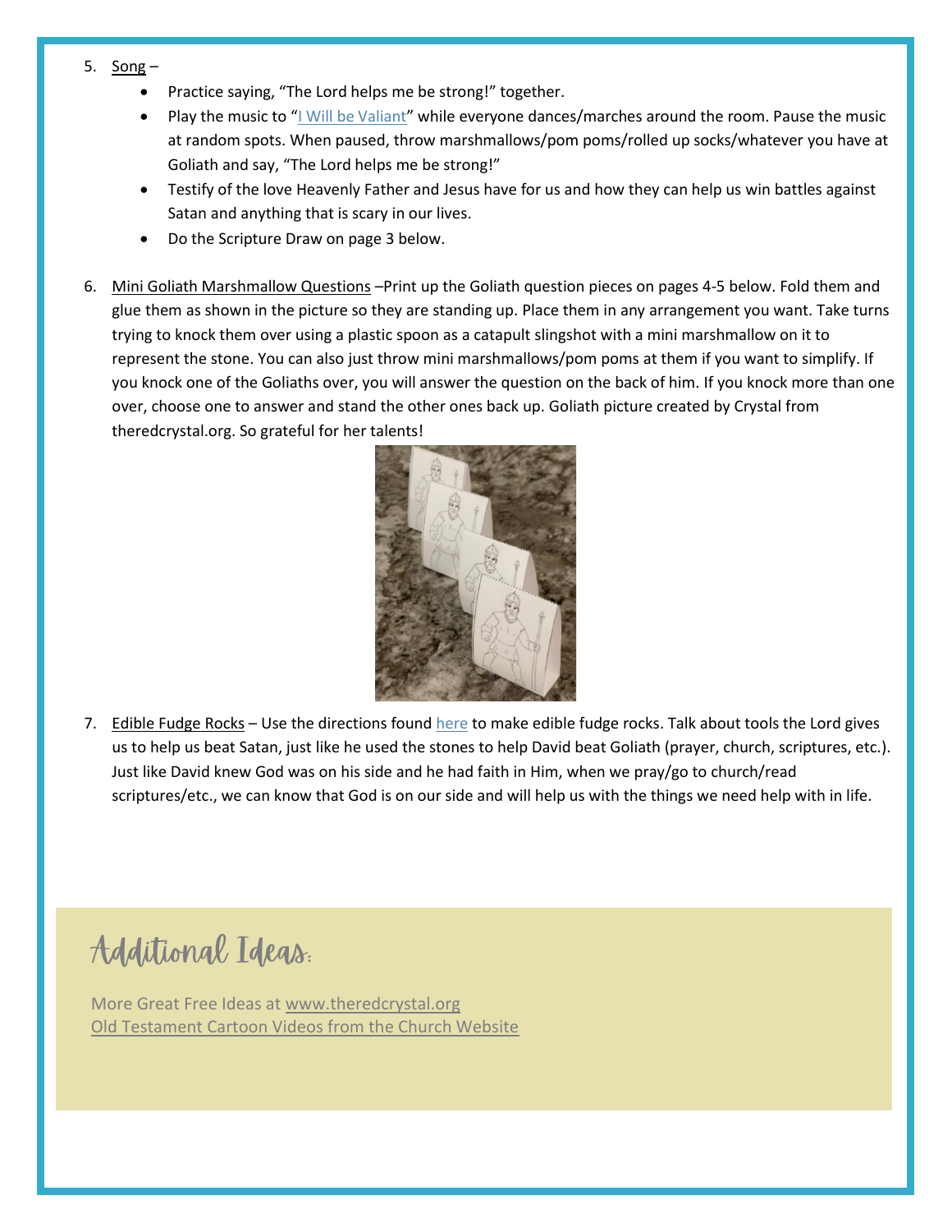5. Song –
   - Practice saying, "The Lord helps me be strong!" together.
   - Play the music to "I Will be Valiant" while everyone dances/marches around the room. Pause the music at random spots. When paused, throw marshmallows/pom poms/rolled up socks/whatever you have at Goliath and say, "The Lord helps me be strong!"
   - Testify of the love Heavenly Father and Jesus have for us and how they can help us win battles against Satan and anything that is scary in our lives.
   - Do the Scripture Draw on page 3 below.

6. Mini Goliath Marshmallow Questions –Print up the Goliath question pieces on pages 4-5 below. Fold them and glue them as shown in the picture so they are standing up. Place them in any arrangement you want. Take turns trying to knock them over using a plastic spoon as a catapult slingshot with a mini marshmallow on it to represent the stone. You can also just throw mini marshmallows/pom poms at them if you want to simplify. If you knock one of the Goliaths over, you will answer the question on the back of him. If you knock more than one over, choose one to answer and stand the other ones back up. Goliath picture created by Crystal from theredcrystal.org. So grateful for her talents!

7. Edible Fudge Rocks – Use the directions found here to make edible fudge rocks. Talk about tools the Lord gives us to help us beat Satan, just like he used the stones to help David beat Goliath (prayer, church, scriptures, etc.). Just like David knew God was on his side and he had faith in Him, when we pray/go to church/read scriptures/etc., we can know that God is on our side and will help us with the things we need help with in life.

## Additional Ideas:

More Great Free Ideas at www.theredcrystal.org
Old Testament Cartoon Videos from the Church Website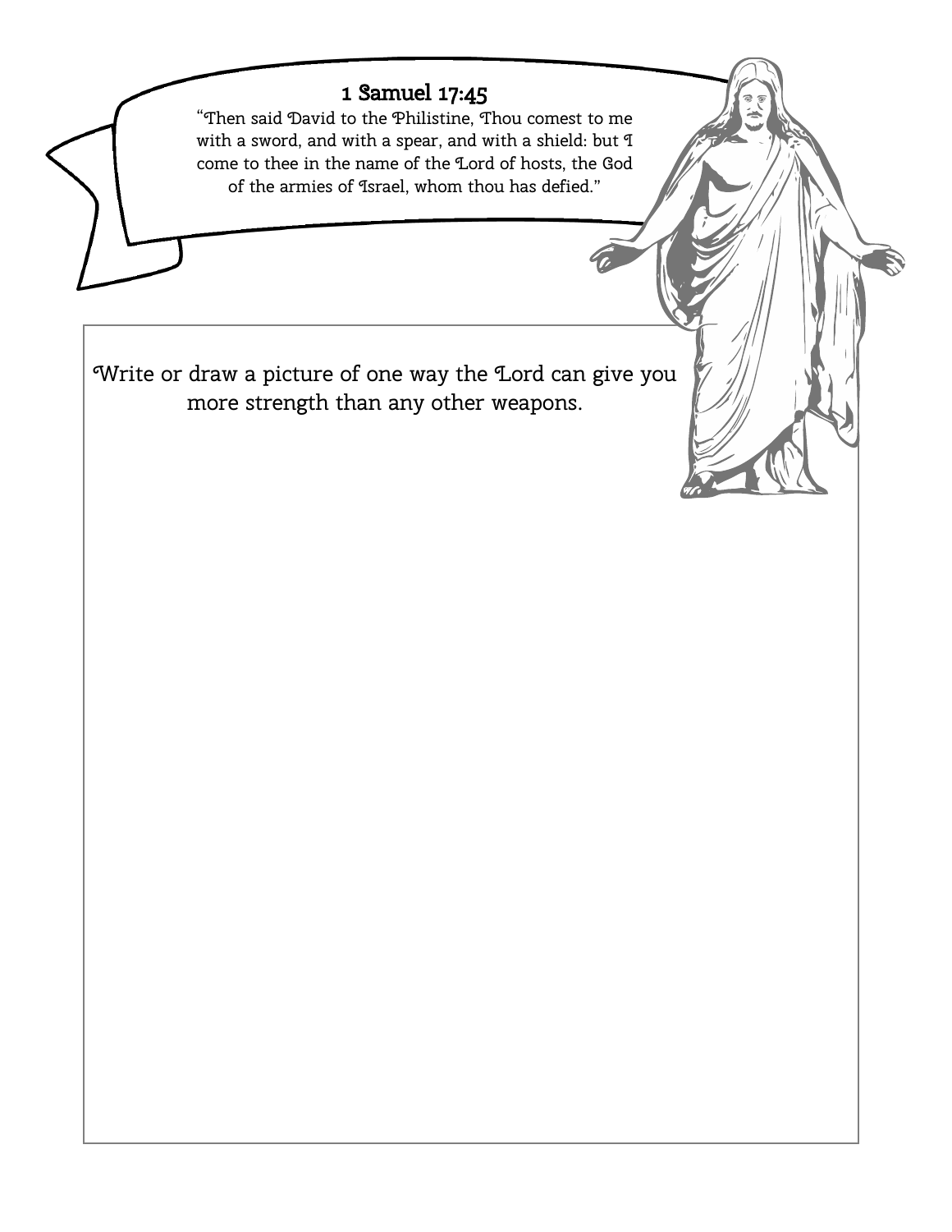## 1 Samuel 17:45

"Then said David to the Philistine, Thou comest to me with a sword, and with a spear, and with a shield: but I come to thee in the name of the Lord of hosts, the God of the armies of Israel, whom thou has defied."

Write or draw a picture of one way the Lord can give you more strength than any other weapons.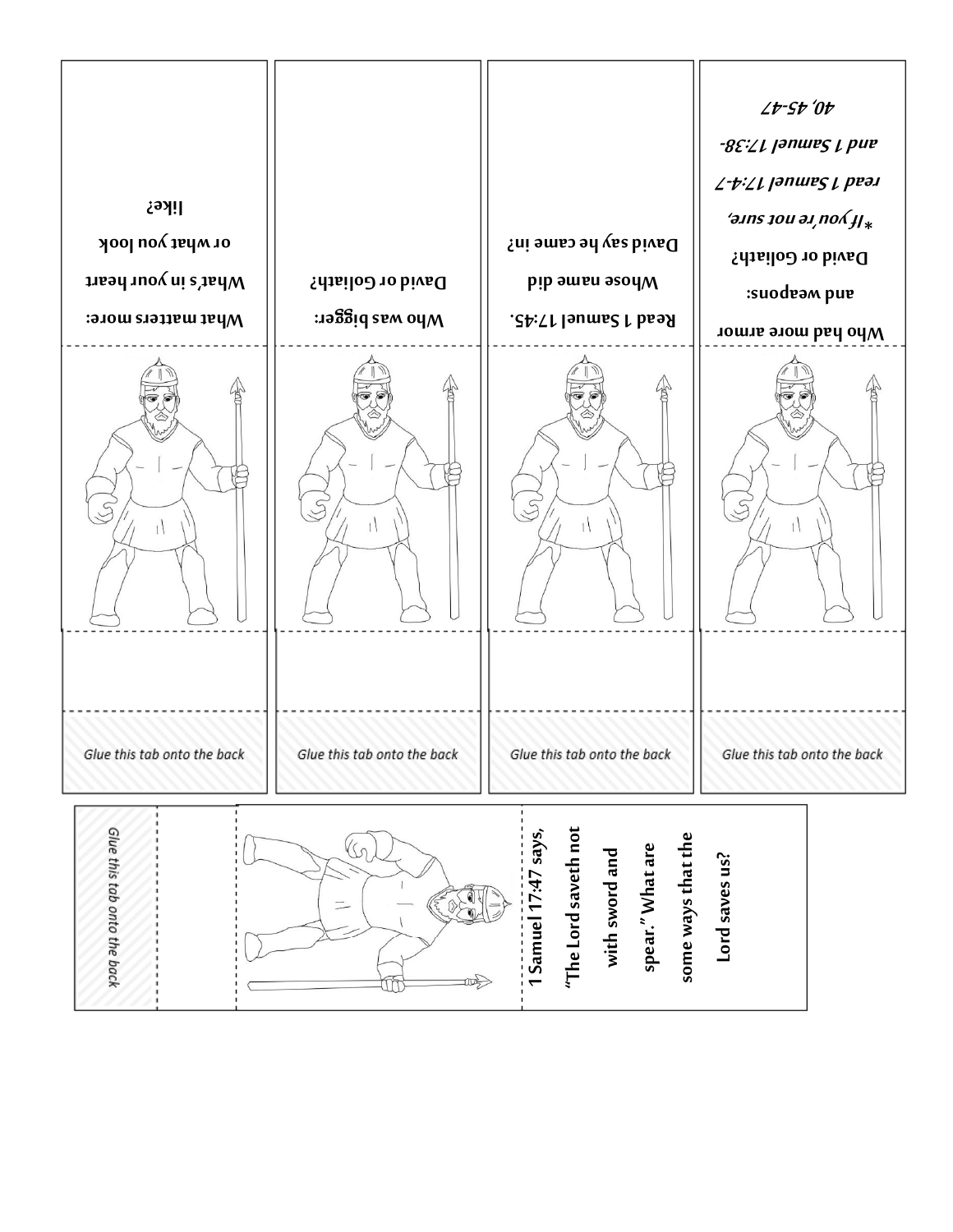What matters more: What's in your heart or what you look like?

Glue this tab onto the back

Who was bigger: David or Goliath?

Glue this tab onto the back

Read 1 Samuel 17:45. Whose name did David say he came in?

Glue this tab onto the back

Who had more armor and weapons: David or Goliath?

*If you're not sure, read 1 Samuel 17:4-7 and 1 Samuel 17:38-40, 45-47*

Glue this tab onto the back

**1 Samuel 17:47 says, "The Lord saveth not with sword and spear." What are some ways that the Lord saves us?**

*Glue this tab onto the back*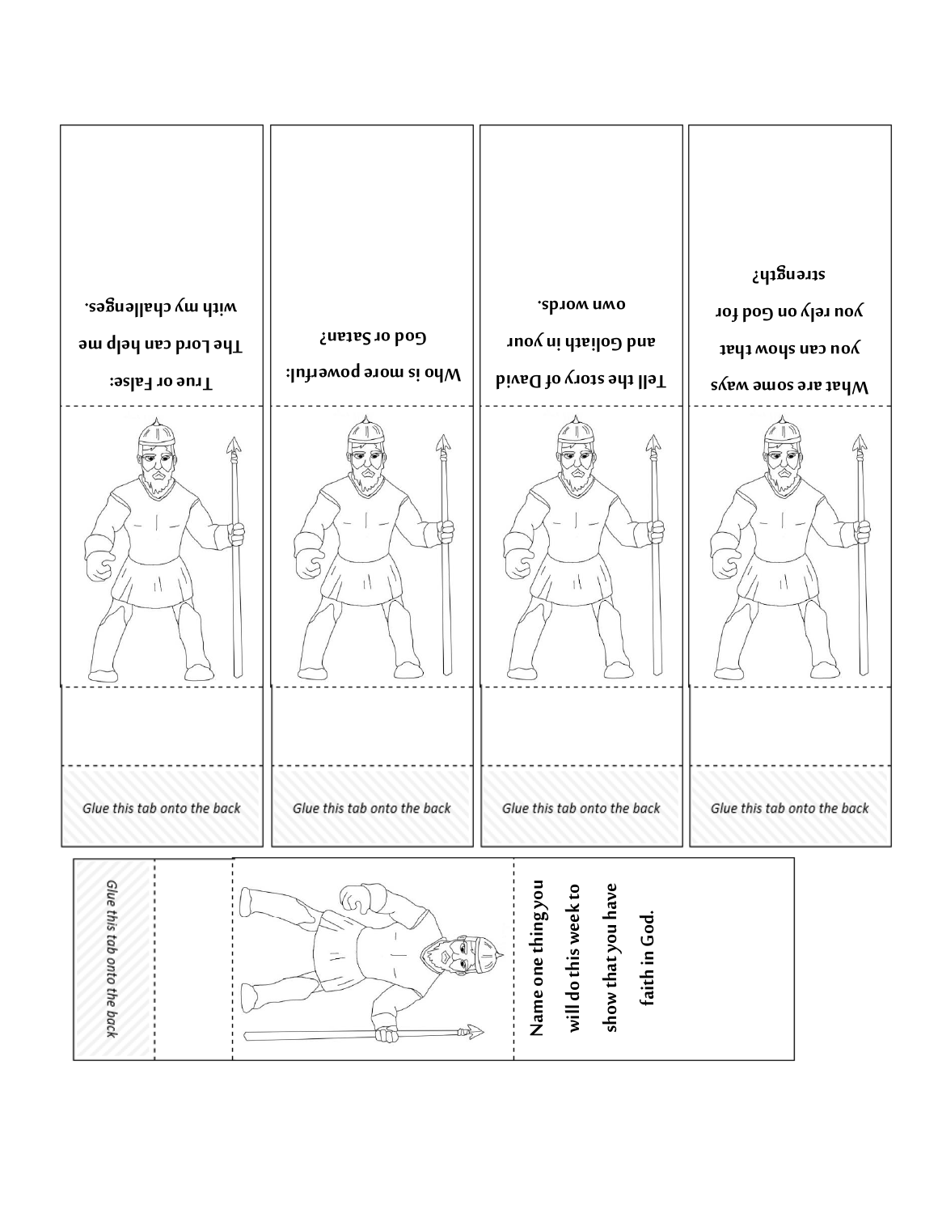True or False:
The Lord can help me
with my challenges.

Glue this tab onto the back

Who is more powerful:
God or Satan?

Glue this tab onto the back

Tell the story of David
and Goliath in your
own words.

Glue this tab onto the back

What are some ways
you can show that
you rely on God for
strength?

Glue this tab onto the back

Glue this tab onto the back

**Name one thing you will do this week to show that you have faith in God.**